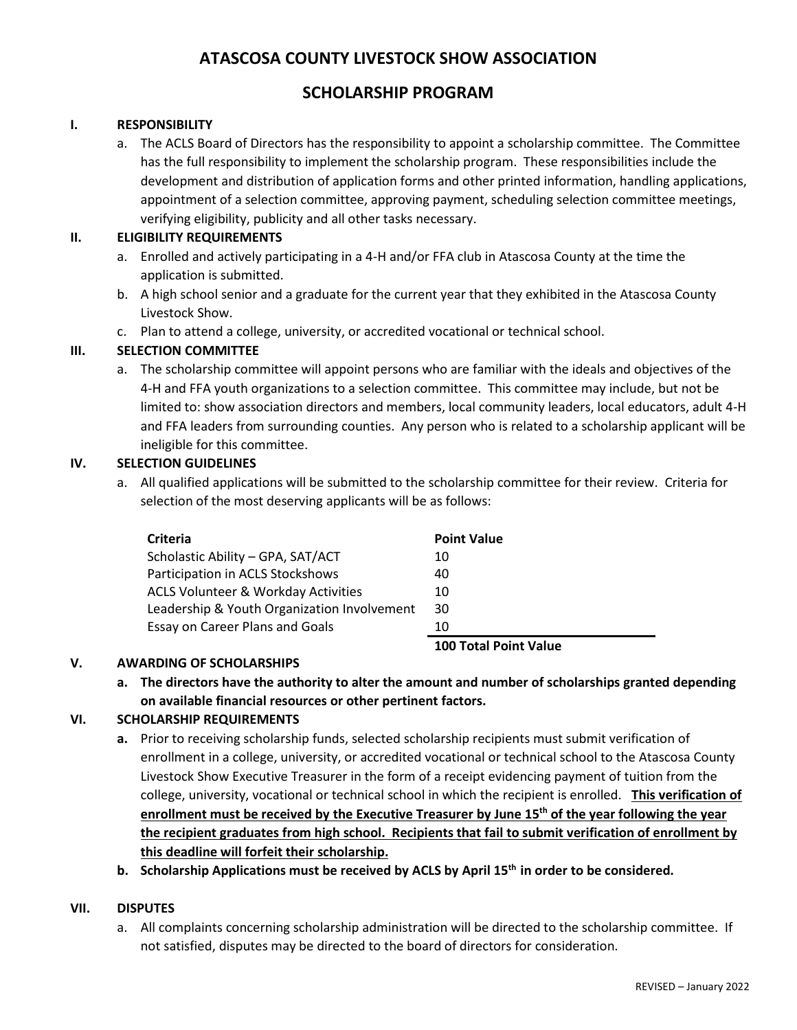# ATASCOSA COUNTY LIVESTOCK SHOW ASSOCIATION

## SCHOLARSHIP PROGRAM

### I. RESPONSIBILITY

a. The ACLS Board of Directors has the responsibility to appoint a scholarship committee. The Committee has the full responsibility to implement the scholarship program. These responsibilities include the development and distribution of application forms and other printed information, handling applications, appointment of a selection committee, approving payment, scheduling selection committee meetings, verifying eligibility, publicity and all other tasks necessary.

### II. ELIGIBILITY REQUIREMENTS

a. Enrolled and actively participating in a 4-H and/or FFA club in Atascosa County at the time the application is submitted.
b. A high school senior and a graduate for the current year that they exhibited in the Atascosa County Livestock Show.
c. Plan to attend a college, university, or accredited vocational or technical school.

### III. SELECTION COMMITTEE

a. The scholarship committee will appoint persons who are familiar with the ideals and objectives of the 4-H and FFA youth organizations to a selection committee. This committee may include, but not be limited to: show association directors and members, local community leaders, local educators, adult 4-H and FFA leaders from surrounding counties. Any person who is related to a scholarship applicant will be ineligible for this committee.

### IV. SELECTION GUIDELINES

a. All qualified applications will be submitted to the scholarship committee for their review. Criteria for selection of the most deserving applicants will be as follows:

| Criteria | Point Value |
|---|---|
| Scholastic Ability – GPA, SAT/ACT | 10 |
| Participation in ACLS Stockshows | 40 |
| ACLS Volunteer & Workday Activities | 10 |
| Leadership & Youth Organization Involvement | 30 |
| Essay on Career Plans and Goals | 10 |
| | **100 Total Point Value** |

### V. AWARDING OF SCHOLARSHIPS

**a. The directors have the authority to alter the amount and number of scholarships granted depending on available financial resources or other pertinent factors.**

### VI. SCHOLARSHIP REQUIREMENTS

**a.** Prior to receiving scholarship funds, selected scholarship recipients must submit verification of enrollment in a college, university, or accredited vocational or technical school to the Atascosa County Livestock Show Executive Treasurer in the form of a receipt evidencing payment of tuition from the college, university, vocational or technical school in which the recipient is enrolled. **This verification of enrollment must be received by the Executive Treasurer by June 15th of the year following the year the recipient graduates from high school. Recipients that fail to submit verification of enrollment by this deadline will forfeit their scholarship.**

**b. Scholarship Applications must be received by ACLS by April 15th in order to be considered.**

### VII. DISPUTES

a. All complaints concerning scholarship administration will be directed to the scholarship committee. If not satisfied, disputes may be directed to the board of directors for consideration.

REVISED – January 2022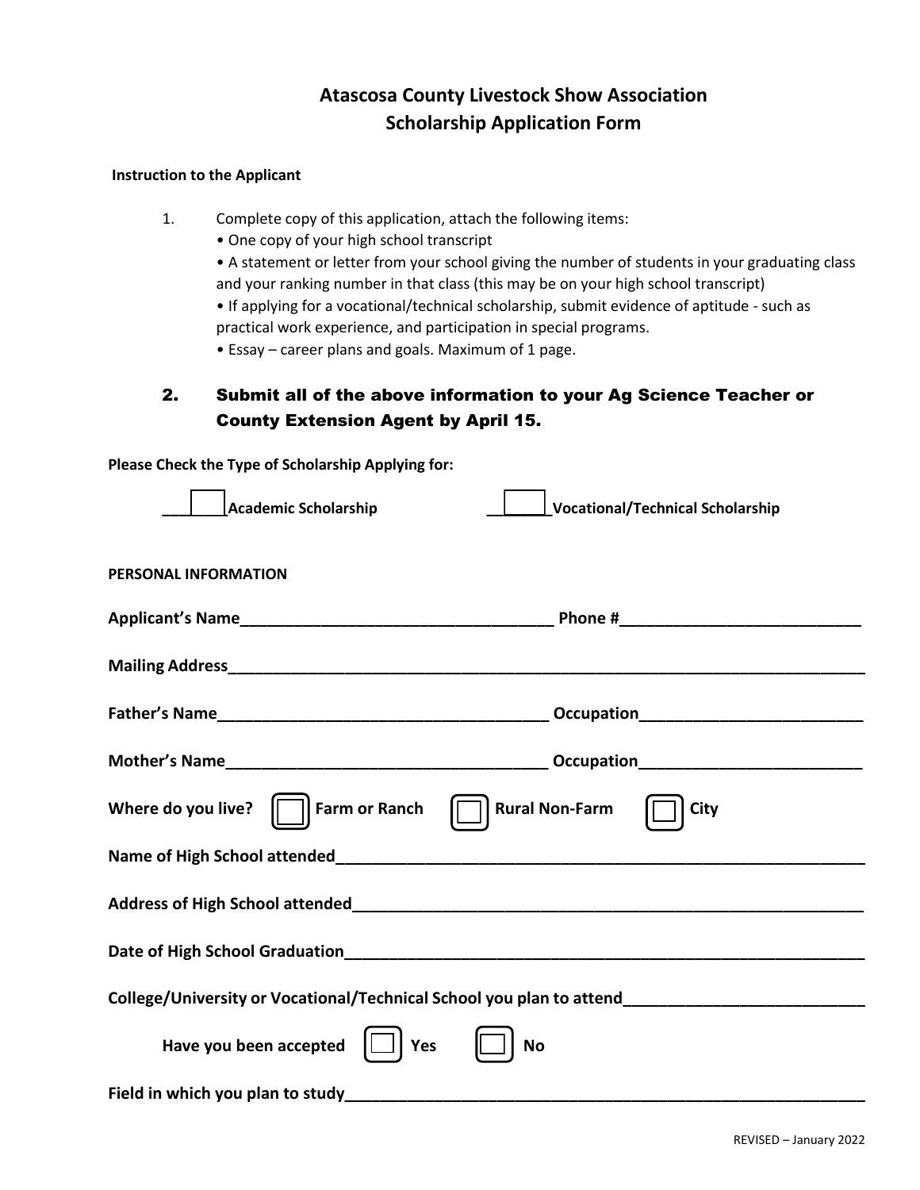# Atascosa County Livestock Show Association
# Scholarship Application Form

**Instruction to the Applicant**

1. Complete copy of this application, attach the following items:
   - One copy of your high school transcript
   - A statement or letter from your school giving the number of students in your graduating class and your ranking number in that class (this may be on your high school transcript)
   - If applying for a vocational/technical scholarship, submit evidence of aptitude - such as practical work experience, and participation in special programs.
   - Essay – career plans and goals. Maximum of 1 page.

2. **Submit all of the above information to your Ag Science Teacher or County Extension Agent by April 15.**

**Please Check the Type of Scholarship Applying for:**

☐ **Academic Scholarship** ☐ **Vocational/Technical Scholarship**

**PERSONAL INFORMATION**

**Applicant's Name**____________________________________ **Phone #**___________________________

**Mailing Address**___________________________________________________________________________

**Father's Name**______________________________________ **Occupation**________________________

**Mother's Name**_____________________________________ **Occupation**________________________

**Where do you live?** ☐ **Farm or Ranch** ☐ **Rural Non-Farm** ☐ **City**

**Name of High School attended**___________________________________________________________

**Address of High School attended**_________________________________________________________

**Date of High School Graduation**__________________________________________________________

**College/University or Vocational/Technical School you plan to attend**__________________________

**Have you been accepted** ☐ **Yes** ☐ **No**

**Field in which you plan to study**_________________________________________________________

REVISED – January 2022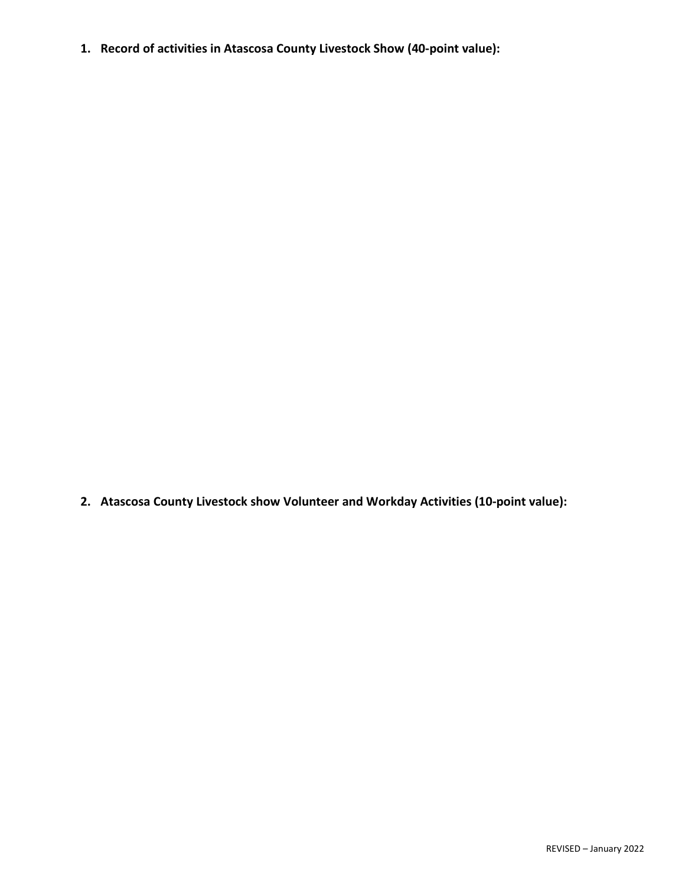1. **Record of activities in Atascosa County Livestock Show (40-point value):**

2. **Atascosa County Livestock show Volunteer and Workday Activities (10-point value):**

REVISED – January 2022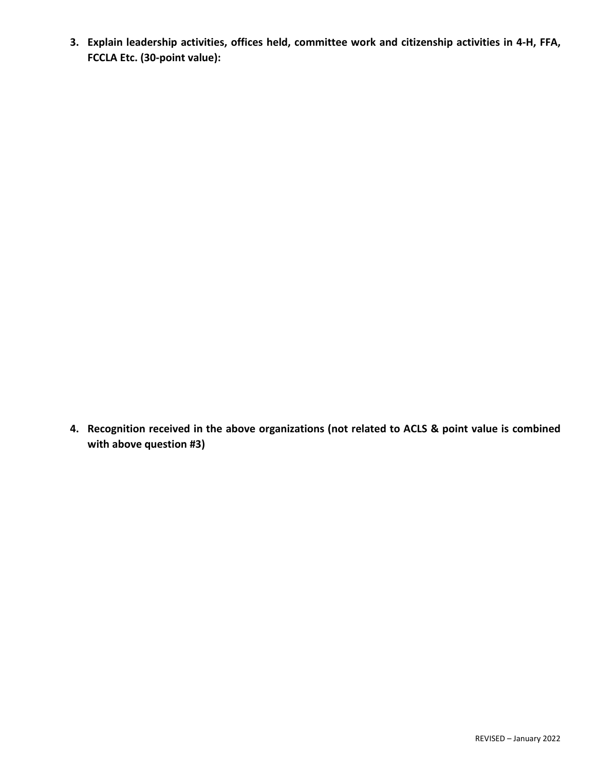**3. Explain leadership activities, offices held, committee work and citizenship activities in 4-H, FFA, FCCLA Etc. (30-point value):**

**4. Recognition received in the above organizations (not related to ACLS & point value is combined with above question #3)**

REVISED – January 2022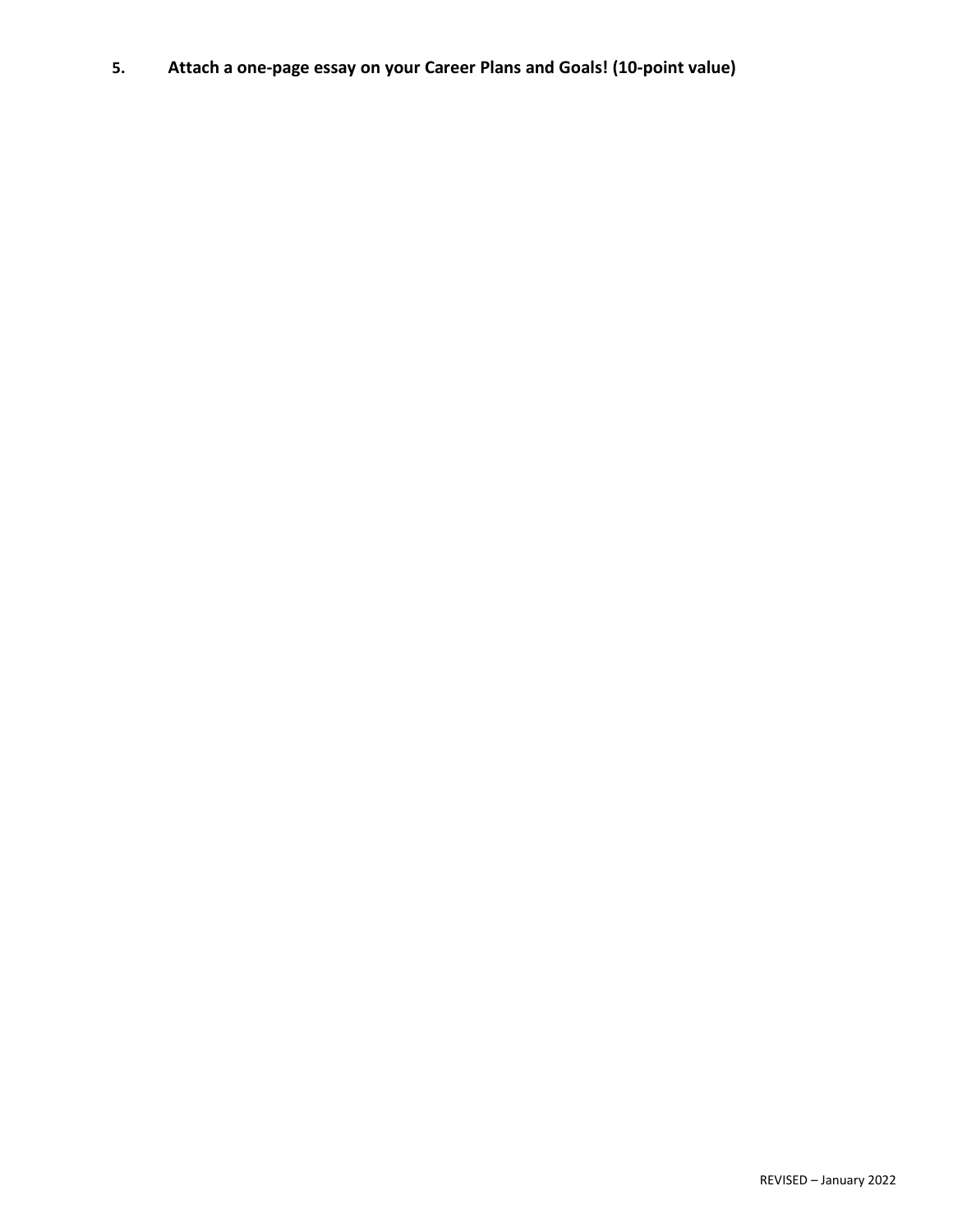5. **Attach a one-page essay on your Career Plans and Goals! (10-point value)**

REVISED – January 2022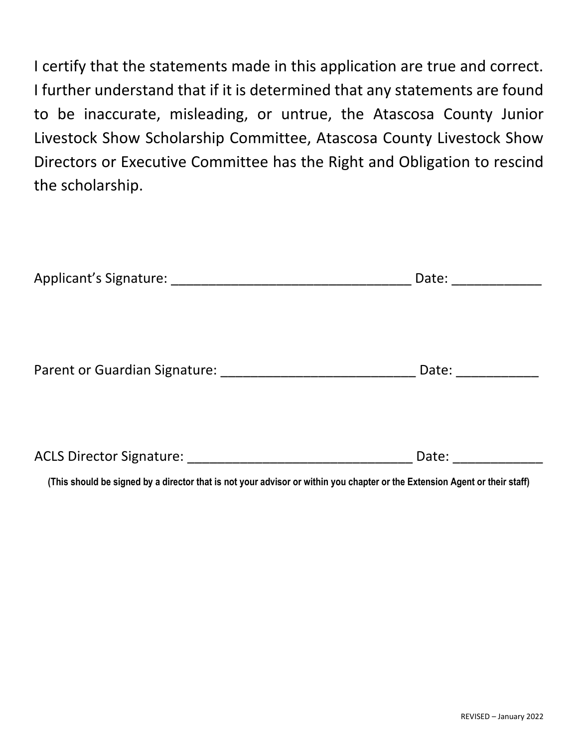I certify that the statements made in this application are true and correct. I further understand that if it is determined that any statements are found to be inaccurate, misleading, or untrue, the Atascosa County Junior Livestock Show Scholarship Committee, Atascosa County Livestock Show Directors or Executive Committee has the Right and Obligation to rescind the scholarship.

Applicant's Signature: ________________________________ Date: ____________

Parent or Guardian Signature: __________________________ Date: ___________

ACLS Director Signature: ______________________________ Date: ____________

**(This should be signed by a director that is not your advisor or within you chapter or the Extension Agent or their staff)**

REVISED – January 2022